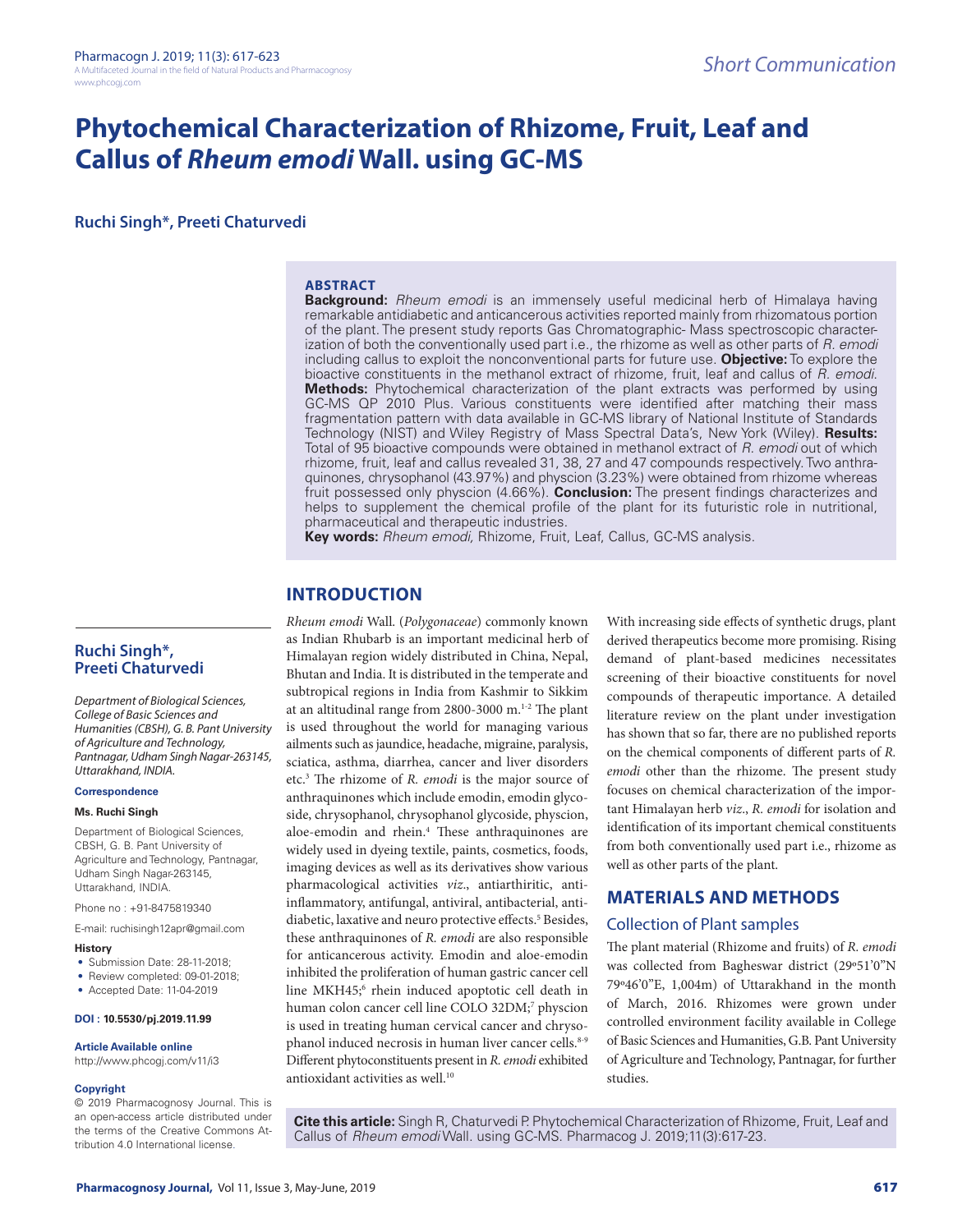# Phytochemical Characterization of Rhizome, Fruit, Leaf and Callus of *Rheum emodi* Wall. using GC-MS

Short Communication

**Ruchi Singh*, Preeti Chaturvedi**

### ABSTRACT

**Background:** *Rheum emodi* is an immensely useful medicinal herb of Himalaya having remarkable antidiabetic and anticancerous activities reported mainly from rhizomatous portion of the plant. The present study reports Gas Chromatographic- Mass spectroscopic characterization of both the conventionally used part i.e., the rhizome as well as other parts of *R. emodi* including callus to exploit the nonconventional parts for future use. **Objective:** To explore the bioactive constituents in the methanol extract of rhizome, fruit, leaf and callus of *R. emodi*. **Methods:** Phytochemical characterization of the plant extracts was performed by using GC-MS QP 2010 Plus. Various constituents were identified after matching their mass fragmentation pattern with data available in GC-MS library of National Institute of Standards Technology (NIST) and Wiley Registry of Mass Spectral Data's, New York (Wiley). **Results:** Total of 95 bioactive compounds were obtained in methanol extract of *R. emodi* out of which rhizome, fruit, leaf and callus revealed 31, 38, 27 and 47 compounds respectively. Two anthraquinones, chrysophanol (43.97%) and physcion (3.23%) were obtained from rhizome whereas fruit possessed only physcion (4.66%). **Conclusion:** The present findings characterizes and helps to supplement the chemical profile of the plant for its futuristic role in nutritional, pharmaceutical and therapeutic industries.

**Key words:** *Rheum emodi*, Rhizome, Fruit, Leaf, Callus, GC-MS analysis.

**Ruchi Singh*, Preeti Chaturvedi**

*Department of Biological Sciences, College of Basic Sciences and Humanities (CBSH), G. B. Pant University of Agriculture and Technology, Pantnagar, Udham Singh Nagar-263145, Uttarakhand, INDIA.*

**Correspondence**

**Ms. Ruchi Singh**

Department of Biological Sciences, CBSH, G. B. Pant University of Agriculture and Technology, Pantnagar, Udham Singh Nagar-263145, Uttarakhand, INDIA.

Phone no : +91-8475819340

E-mail: ruchisingh12apr@gmail.com

**History**

- Submission Date: 28-11-2018;
- Review completed: 09-01-2018;
- Accepted Date: 11-04-2019

**DOI : 10.5530/pj.2019.11.99**

**Article Available online**

http://www.phcogj.com/v11/i3

**Copyright**

© 2019 Pharmacognosy Journal. This is an open-access article distributed under the terms of the Creative Commons Attribution 4.0 International license.

## INTRODUCTION

*Rheum emodi* Wall. (*Polygonaceae*) commonly known as Indian Rhubarb is an important medicinal herb of Himalayan region widely distributed in China, Nepal, Bhutan and India. It is distributed in the temperate and subtropical regions in India from Kashmir to Sikkim at an altitudinal range from 2800-3000 m.[1-2] The plant is used throughout the world for managing various ailments such as jaundice, headache, migraine, paralysis, sciatica, asthma, diarrhea, cancer and liver disorders etc.[3] The rhizome of *R. emodi* is the major source of anthraquinones which include emodin, emodin glycoside, chrysophanol, chrysophanol glycoside, physcion, aloe-emodin and rhein.[4] These anthraquinones are widely used in dyeing textile, paints, cosmetics, foods, imaging devices as well as its derivatives show various pharmacological activities *viz*., antiarthiritic, anti-inflammatory, antifungal, antiviral, antibacterial, antidiabetic, laxative and neuro protective effects.[5] Besides, these anthraquinones of *R. emodi* are also responsible for anticancerous activity. Emodin and aloe-emodin inhibited the proliferation of human gastric cancer cell line MKH45;[6] rhein induced apoptotic cell death in human colon cancer cell line COLO 32DM;[7] physcion is used in treating human cervical cancer and chrysophanol induced necrosis in human liver cancer cells.[8-9] Different phytoconstituents present in *R. emodi* exhibited antioxidant activities as well.[10]

With increasing side effects of synthetic drugs, plant derived therapeutics become more promising. Rising demand of plant-based medicines necessitates screening of their bioactive constituents for novel compounds of therapeutic importance. A detailed literature review on the plant under investigation has shown that so far, there are no published reports on the chemical components of different parts of *R. emodi* other than the rhizome. The present study focuses on chemical characterization of the important Himalayan herb *viz*., *R. emodi* for isolation and identification of its important chemical constituents from both conventionally used part i.e., rhizome as well as other parts of the plant.

## MATERIALS AND METHODS

### Collection of Plant samples

The plant material (Rhizome and fruits) of *R. emodi* was collected from Bagheswar district (29º51'0"N 79º46'0"E, 1,004m) of Uttarakhand in the month of March, 2016. Rhizomes were grown under controlled environment facility available in College of Basic Sciences and Humanities, G.B. Pant University of Agriculture and Technology, Pantnagar, for further studies.

**Cite this article:** Singh R, Chaturvedi P. Phytochemical Characterization of Rhizome, Fruit, Leaf and Callus of *Rheum emodi* Wall. using GC-MS. Pharmacog J. 2019;11(3):617-23.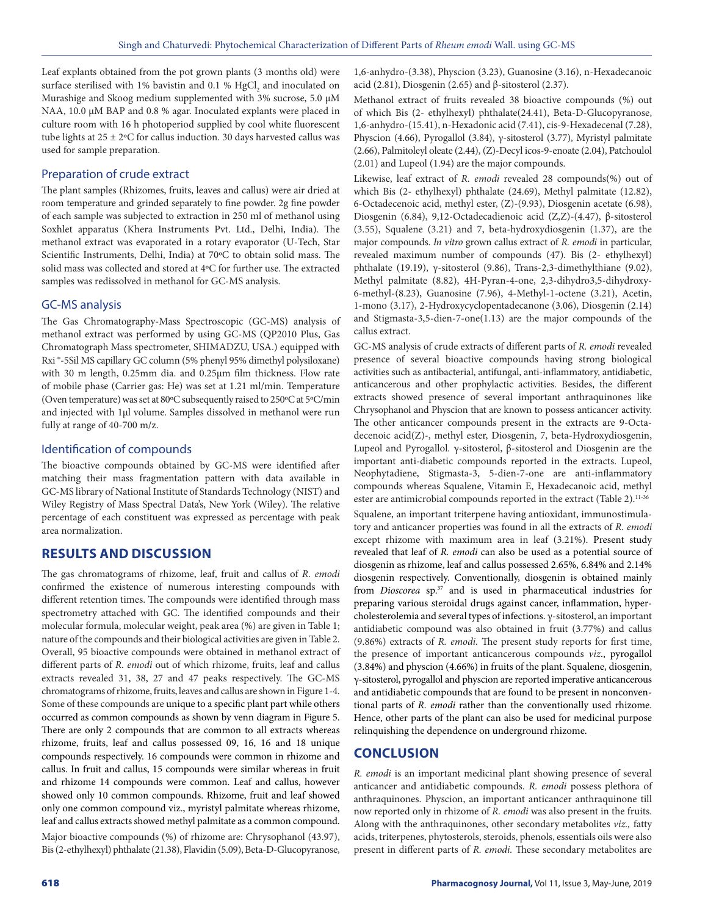Leaf explants obtained from the pot grown plants (3 months old) were surface sterilised with 1% bavistin and 0.1 % $HgCl_2$ and inoculated on Murashige and Skoog medium supplemented with 3% sucrose, 5.0 µM NAA, 10.0 µM BAP and 0.8 % agar. Inoculated explants were placed in culture room with 16 h photoperiod supplied by cool white fluorescent tube lights at 25 ± 2ºC for callus induction. 30 days harvested callus was used for sample preparation.

## Preparation of crude extract

The plant samples (Rhizomes, fruits, leaves and callus) were air dried at room temperature and grinded separately to fine powder. 2g fine powder of each sample was subjected to extraction in 250 ml of methanol using Soxhlet apparatus (Khera Instruments Pvt. Ltd., Delhi, India). The methanol extract was evaporated in a rotary evaporator (U-Tech, Star Scientific Instruments, Delhi, India) at 70ºC to obtain solid mass. The solid mass was collected and stored at 4ºC for further use. The extracted samples was redissolved in methanol for GC-MS analysis.

## GC-MS analysis

The Gas Chromatography-Mass Spectroscopic (GC-MS) analysis of methanol extract was performed by using GC-MS (QP2010 Plus, Gas Chromatograph Mass spectrometer, SHIMADZU, USA.) equipped with Rxi ®-5Sil MS capillary GC column (5% phenyl 95% dimethyl polysiloxane) with 30 m length, 0.25mm dia. and 0.25µm film thickness. Flow rate of mobile phase (Carrier gas: He) was set at 1.21 ml/min. Temperature (Oven temperature) was set at 80ºC subsequently raised to 250ºC at 5ºC/min and injected with 1µl volume. Samples dissolved in methanol were run fully at range of 40-700 m/z.

## Identification of compounds

The bioactive compounds obtained by GC-MS were identified after matching their mass fragmentation pattern with data available in GC-MS library of National Institute of Standards Technology (NIST) and Wiley Registry of Mass Spectral Data's, New York (Wiley). The relative percentage of each constituent was expressed as percentage with peak area normalization.

# RESULTS AND DISCUSSION

The gas chromatograms of rhizome, leaf, fruit and callus of *R. emodi* confirmed the existence of numerous interesting compounds with different retention times. The compounds were identified through mass spectrometry attached with GC. The identified compounds and their molecular formula, molecular weight, peak area (%) are given in Table 1; nature of the compounds and their biological activities are given in Table 2. Overall, 95 bioactive compounds were obtained in methanol extract of different parts of *R. emodi* out of which rhizome, fruits, leaf and callus extracts revealed 31, 38, 27 and 47 peaks respectively. The GC-MS chromatograms of rhizome, fruits, leaves and callus are shown in Figure 1-4. Some of these compounds are unique to a specific plant part while others occurred as common compounds as shown by venn diagram in Figure 5. There are only 2 compounds that are common to all extracts whereas rhizome, fruits, leaf and callus possessed 09, 16, 16 and 18 unique compounds respectively. 16 compounds were common in rhizome and callus. In fruit and callus, 15 compounds were similar whereas in fruit and rhizome 14 compounds were common. Leaf and callus, however showed only 10 common compounds. Rhizome, fruit and leaf showed only one common compound viz., myristyl palmitate whereas rhizome, leaf and callus extracts showed methyl palmitate as a common compound.

Major bioactive compounds (%) of rhizome are: Chrysophanol (43.97), Bis (2-ethylhexyl) phthalate (21.38), Flavidin (5.09), Beta-D-Glucopyranose, 1,6-anhydro-(3.38), Physcion (3.23), Guanosine (3.16), n-Hexadecanoic acid (2.81), Diosgenin (2.65) and β-sitosterol (2.37).

Methanol extract of fruits revealed 38 bioactive compounds (%) out of which Bis (2- ethylhexyl) phthalate(24.41), Beta-D-Glucopyranose, 1,6-anhydro-(15.41), n-Hexadonic acid (7.41), cis-9-Hexadecenal (7.28), Physcion (4.66), Pyrogallol (3.84), γ-sitosterol (3.77), Myristyl palmitate (2.66), Palmitoleyl oleate (2.44), (Z)-Decyl icos-9-enoate (2.04), Patchoulol (2.01) and Lupeol (1.94) are the major compounds.

Likewise, leaf extract of *R. emodi* revealed 28 compounds(%) out of which Bis (2- ethylhexyl) phthalate (24.69), Methyl palmitate (12.82), 6-Octadecenoic acid, methyl ester, (Z)-(9.93), Diosgenin acetate (6.98), Diosgenin (6.84), 9,12-Octadecadienoic acid (Z,Z)-(4.47), β-sitosterol (3.55), Squalene (3.21) and 7, beta-hydroxydiosgenin (1.37), are the major compounds. *In vitro* grown callus extract of *R. emodi* in particular, revealed maximum number of compounds (47). Bis (2- ethylhexyl) phthalate (19.19), γ-sitosterol (9.86), Trans-2,3-dimethylthiane (9.02), Methyl palmitate (8.82), 4H-Pyran-4-one, 2,3-dihydro3,5-dihydroxy-6-methyl-(8.23), Guanosine (7.96), 4-Methyl-1-octene (3.21), Acetin, 1-mono (3.17), 2-Hydroxycyclopentadecanone (3.06), Diosgenin (2.14) and Stigmasta-3,5-dien-7-one(1.13) are the major compounds of the callus extract.

GC-MS analysis of crude extracts of different parts of *R. emodi* revealed presence of several bioactive compounds having strong biological activities such as antibacterial, antifungal, anti-inflammatory, antidiabetic, anticancerous and other prophylactic activities. Besides, the different extracts showed presence of several important anthraquinones like Chrysophanol and Physcion that are known to possess anticancer activity. The other anticancer compounds present in the extracts are 9-Octadecenoic acid(Z)-, methyl ester, Diosgenin, 7, beta-Hydroxydiosgenin, Lupeol and Pyrogallol. γ-sitosterol, β-sitosterol and Diosgenin are the important anti-diabetic compounds reported in the extracts. Lupeol, Neophytadiene, Stigmasta-3, 5-dien-7-one are anti-inflammatory compounds whereas Squalene, Vitamin E, Hexadecanoic acid, methyl ester are antimicrobial compounds reported in the extract (Table 2).[11-36]

Squalene, an important triterpene having antioxidant, immunostimulatory and anticancer properties was found in all the extracts of *R. emodi* except rhizome with maximum area in leaf (3.21%). Present study revealed that leaf of *R. emodi* can also be used as a potential source of diosgenin as rhizome, leaf and callus possessed 2.65%, 6.84% and 2.14% diosgenin respectively. Conventionally, diosgenin is obtained mainly from *Dioscorea* sp.[37] and is used in pharmaceutical industries for preparing various steroidal drugs against cancer, inflammation, hypercholesterolemia and several types of infections. γ-sitosterol, an important antidiabetic compound was also obtained in fruit (3.77%) and callus (9.86%) extracts of *R. emodi.* The present study reports for first time, the presence of important anticancerous compounds *viz*., pyrogallol (3.84%) and physcion (4.66%) in fruits of the plant. Squalene, diosgenin, γ-sitosterol, pyrogallol and physcion are reported imperative anticancerous and antidiabetic compounds that are found to be present in nonconventional parts of *R. emodi* rather than the conventionally used rhizome. Hence, other parts of the plant can also be used for medicinal purpose relinquishing the dependence on underground rhizome.

# CONCLUSION

*R. emodi* is an important medicinal plant showing presence of several anticancer and antidiabetic compounds. *R. emodi* possess plethora of anthraquinones. Physcion, an important anticancer anthraquinone till now reported only in rhizome of *R. emodi* was also present in the fruits. Along with the anthraquinones, other secondary metabolites *viz.,* fatty acids, triterpenes, phytosterols, steroids, phenols, essentials oils were also present in different parts of *R. emodi.* These secondary metabolites are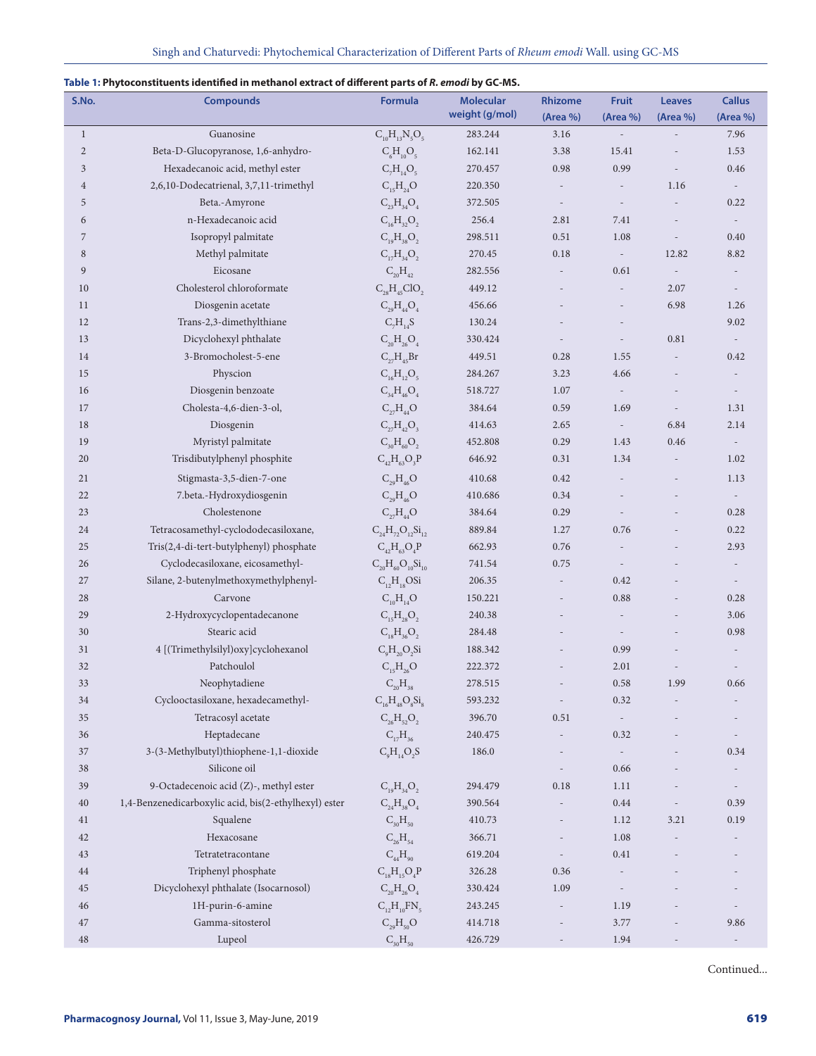**Table 1: Phytoconstituents identified in methanol extract of different parts of *R. emodi* by GC-MS.**

| S.No. | Compounds | Formula | Molecular weight (g/mol) | Rhizome (Area %) | Fruit (Area %) | Leaves (Area %) | Callus (Area %) |
|---|---|---|---|---|---|---|---|
| 1 | Guanosine | $C_{10}H_{13}N_5O_5$ | 283.244 | 3.16 | - | - | 7.96 |
| 2 | Beta-D-Glucopyranose, 1,6-anhydro- | $C_6H_{10}O_5$ | 162.141 | 3.38 | 15.41 | - | 1.53 |
| 3 | Hexadecanoic acid, methyl ester | $C_7H_{14}O_5$ | 270.457 | 0.98 | 0.99 | - | 0.46 |
| 4 | 2,6,10-Dodecatrienal, 3,7,11-trimethyl | $C_{15}H_{24}O$ | 220.350 | - | - | 1.16 | - |
| 5 | Beta.-Amyrone | $C_{23}H_{34}O_4$ | 372.505 | - | - | - | 0.22 |
| 6 | n-Hexadecanoic acid | $C_{16}H_{32}O_2$ | 256.4 | 2.81 | 7.41 | - | - |
| 7 | Isopropyl palmitate | $C_{19}H_{38}O_2$ | 298.511 | 0.51 | 1.08 | - | 0.40 |
| 8 | Methyl palmitate | $C_{17}H_{34}O_2$ | 270.45 | 0.18 | - | 12.82 | 8.82 |
| 9 | Eicosane | $C_{20}H_{42}$ | 282.556 | - | 0.61 | - | - |
| 10 | Cholesterol chloroformate | $C_{28}H_{45}ClO_2$ | 449.12 | - | - | 2.07 | - |
| 11 | Diosgenin acetate | $C_{29}H_{44}O_4$ | 456.66 | - | - | 6.98 | 1.26 |
| 12 | Trans-2,3-dimethylthiane | $C_7H_{14}S$ | 130.24 | - | - | | 9.02 |
| 13 | Dicyclohexyl phthalate | $C_{20}H_{26}O_4$ | 330.424 | - | - | 0.81 | - |
| 14 | 3-Bromocholest-5-ene | $C_{27}H_{45}Br$ | 449.51 | 0.28 | 1.55 | - | 0.42 |
| 15 | Physcion | $C_{16}H_{12}O_5$ | 284.267 | 3.23 | 4.66 | - | - |
| 16 | Diosgenin benzoate | $C_{34}H_{46}O_4$ | 518.727 | 1.07 | - | - | - |
| 17 | Cholesta-4,6-dien-3-ol, | $C_{27}H_{44}O$ | 384.64 | 0.59 | 1.69 | - | 1.31 |
| 18 | Diosgenin | $C_{27}H_{42}O_3$ | 414.63 | 2.65 | - | 6.84 | 2.14 |
| 19 | Myristyl palmitate | $C_{30}H_{60}O_2$ | 452.808 | 0.29 | 1.43 | 0.46 | - |
| 20 | Trisdibutylphenyl phosphite | $C_{42}H_{63}O_3P$ | 646.92 | 0.31 | 1.34 | - | 1.02 |
| 21 | Stigmasta-3,5-dien-7-one | $C_{29}H_{46}O$ | 410.68 | 0.42 | - | - | 1.13 |
| 22 | 7.beta.-Hydroxydiosgenin | $C_{29}H_{46}O$ | 410.686 | 0.34 | - | - | - |
| 23 | Cholestenone | $C_{27}H_{44}O$ | 384.64 | 0.29 | - | - | 0.28 |
| 24 | Tetracosamethyl-cyclododecasiloxane, | $C_{24}H_{72}O_{12}Si_{12}$ | 889.84 | 1.27 | 0.76 | - | 0.22 |
| 25 | Tris(2,4-di-tert-butylphenyl) phosphate | $C_{42}H_{63}O_4P$ | 662.93 | 0.76 | - | - | 2.93 |
| 26 | Cyclodecasiloxane, eicosamethyl- | $C_{20}H_{60}O_{10}Si_{10}$ | 741.54 | 0.75 | - | - | - |
| 27 | Silane, 2-butenylmethoxymethylphenyl- | $C_{12}H_{18}OSi$ | 206.35 | - | 0.42 | - | - |
| 28 | Carvone | $C_{10}H_{14}O$ | 150.221 | - | 0.88 | - | 0.28 |
| 29 | 2-Hydroxycyclopentadecanone | $C_{15}H_{28}O_2$ | 240.38 | - | - | - | 3.06 |
| 30 | Stearic acid | $C_{18}H_{36}O_2$ | 284.48 | - | - | - | 0.98 |
| 31 | 4 [(Trimethylsilyl)oxy]cyclohexanol | $C_9H_{20}O_2Si$ | 188.342 | - | 0.99 | - | - |
| 32 | Patchoulol | $C_{15}H_{26}O$ | 222.372 | - | 2.01 | - | - |
| 33 | Neophytadiene | $C_{20}H_{38}$ | 278.515 | - | 0.58 | 1.99 | 0.66 |
| 34 | Cyclooctasiloxane, hexadecamethyl- | $C_{16}H_{48}O_8Si_8$ | 593.232 | - | 0.32 | - | - |
| 35 | Tetracosyl acetate | $C_{26}H_{52}O_2$ | 396.70 | 0.51 | - | - | - |
| 36 | Heptadecane | $C_{17}H_{36}$ | 240.475 | - | 0.32 | - | - |
| 37 | 3-(3-Methylbutyl)thiophene-1,1-dioxide | $C_9H_{14}O_2S$ | 186.0 | - | - | - | 0.34 |
| 38 | Silicone oil | | | - | 0.66 | - | - |
| 39 | 9-Octadecenoic acid (Z)-, methyl ester | $C_{19}H_{34}O_2$ | 294.479 | 0.18 | 1.11 | - | - |
| 40 | 1,4-Benzenedicarboxylic acid, bis(2-ethylhexyl) ester | $C_{24}H_{38}O_4$ | 390.564 | - | 0.44 | - | 0.39 |
| 41 | Squalene | $C_{30}H_{50}$ | 410.73 | - | 1.12 | 3.21 | 0.19 |
| 42 | Hexacosane | $C_{26}H_{54}$ | 366.71 | - | 1.08 | - | - |
| 43 | Tetratetracontane | $C_{44}H_{90}$ | 619.204 | - | 0.41 | - | - |
| 44 | Triphenyl phosphate | $C_{18}H_{15}O_4P$ | 326.28 | 0.36 | - | - | - |
| 45 | Dicyclohexyl phthalate (Isocarnosol) | $C_{20}H_{26}O_4$ | 330.424 | 1.09 | - | - | - |
| 46 | 1H-purin-6-amine | $C_{12}H_{10}FN_5$ | 243.245 | - | 1.19 | - | - |
| 47 | Gamma-sitosterol | $C_{29}H_{50}O$ | 414.718 | - | 3.77 | - | 9.86 |
| 48 | Lupeol | $C_{30}H_{50}$ | 426.729 | - | 1.94 | - | - |

Continued...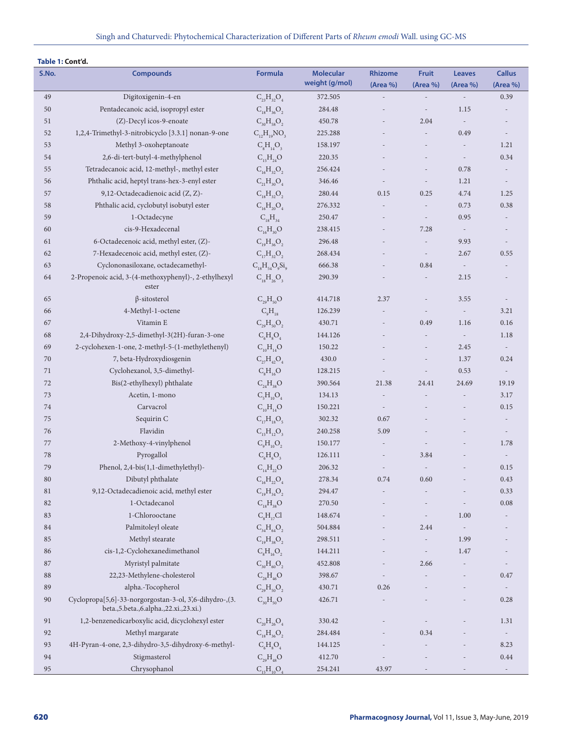**Table 1: Cont'd.**

| S.No. | Compounds | Formula | Molecular weight (g/mol) | Rhizome (Area %) | Fruit (Area %) | Leaves (Area %) | Callus (Area %) |
|---|---|---|---|---|---|---|---|
| 49 | Digitoxigenin-4-en | $C_{23}H_{32}O_4$ | 372.505 | - | - | - | 0.39 |
| 50 | Pentadecanoic acid, isopropyl ester | $C_{18}H_{36}O_2$ | 284.48 | - | - | 1.15 | - |
| 51 | (Z)-Decyl icos-9-enoate | $C_{30}H_{58}O_2$ | 450.78 | - | 2.04 | - | - |
| 52 | 1,2,4-Trimethyl-3-nitrobicyclo [3.3.1] nonan-9-one | $C_{12}H_{19}NO_3$ | 225.288 | - | - | 0.49 | - |
| 53 | Methyl 3-oxoheptanoate | $C_8H_{14}O_3$ | 158.197 | - | - | - | 1.21 |
| 54 | 2,6-di-tert-butyl-4-methylphenol | $C_{15}H_{24}O$ | 220.35 | - | - | - | 0.34 |
| 55 | Tetradecanoic acid, 12-methyl-, methyl ester | $C_{16}H_{32}O_2$ | 256.424 | - | - | 0.78 | - |
| 56 | Phthalic acid, heptyl trans-hex-3-enyl ester | $C_{21}H_{30}O_4$ | 346.46 | - | - | 1.21 | - |
| 57 | 9,12-Octadecadienoic acid (Z, Z)- | $C_{18}H_{32}O_2$ | 280.44 | 0.15 | 0.25 | 4.74 | 1.25 |
| 58 | Phthalic acid, cyclobutyl isobutyl ester | $C_{16}H_{20}O_4$ | 276.332 | - | - | 0.73 | 0.38 |
| 59 | 1-Octadecyne | $C_{18}H_{34}$ | 250.47 | - | - | 0.95 | - |
| 60 | cis-9-Hexadecenal | $C_{16}H_{30}O$ | 238.415 | - | 7.28 | - | - |
| 61 | 6-Octadecenoic acid, methyl ester, (Z)- | $C_{19}H_{36}O_2$ | 296.48 | - | - | 9.93 | - |
| 62 | 7-Hexadecenoic acid, methyl ester, (Z)- | $C_{17}H_{32}O_2$ | 268.434 | - | - | 2.67 | 0.55 |
| 63 | Cyclononasiloxane, octadecamethyl- | $C_{18}H_{54}O_9Si_9$ | 666.38 | - | 0.84 | - | - |
| 64 | 2-Propenoic acid, 3-(4-methoxyphenyl)-, 2-ethylhexyl ester | $C_{18}H_{26}O_3$ | 290.39 | - | - | 2.15 | - |
| 65 | β-sitosterol | $C_{29}H_{50}O$ | 414.718 | 2.37 | - | 3.55 | - |
| 66 | 4-Methyl-1-octene | $C_9H_{18}$ | 126.239 | - | - | - | 3.21 |
| 67 | Vitamin E | $C_{29}H_{50}O_2$ | 430.71 | - | 0.49 | 1.16 | 0.16 |
| 68 | 2,4-Dihydroxy-2,5-dimethyl-3(2H)-furan-3-one | $C_6H_8O_4$ | 144.126 | - | - | - | 1.18 |
| 69 | 2-cyclohexen-1-one, 2-methyl-5-(1-methylethenyl) | $C_{10}H_{14}O$ | 150.22 | - | - | 2.45 | - |
| 70 | 7, beta-Hydroxydiosgenin | $C_{27}H_{42}O_4$ | 430.0 | - | - | 1.37 | 0.24 |
| 71 | Cyclohexanol, 3,5-dimethyl- | $C_8H_{16}O$ | 128.215 | - | - | 0.53 | - |
| 72 | Bis(2-ethylhexyl) phthalate | $C_{24}H_{38}O$ | 390.564 | 21.38 | 24.41 | 24.69 | 19.19 |
| 73 | Acetin, 1-mono | $C_5H_{10}O_4$ | 134.13 | - | - | - | 3.17 |
| 74 | Carvacrol | $C_{10}H_{14}O$ | 150.221 | - | - | - | 0.15 |
| 75 | Sequirin C | $C_{17}H_{18}O_5$ | 302.32 | 0.67 | - | - | - |
| 76 | Flavidin | $C_{15}H_{12}O_3$ | 240.258 | 5.09 | - | - | - |
| 77 | 2-Methoxy-4-vinylphenol | $C_9H_{10}O_2$ | 150.177 | - | - | - | 1.78 |
| 78 | Pyrogallol | $C_6H_6O_3$ | 126.111 | - | 3.84 | - | - |
| 79 | Phenol, 2,4-bis(1,1-dimethylethyl)- | $C_{14}H_{22}O$ | 206.32 | - | - | - | 0.15 |
| 80 | Dibutyl phthalate | $C_{16}H_{22}O_4$ | 278.34 | 0.74 | 0.60 | - | 0.43 |
| 81 | 9,12-Octadecadienoic acid, methyl ester | $C_{19}H_{34}O_2$ | 294.47 | - | - | - | 0.33 |
| 82 | 1-Octadecanol | $C_{18}H_{38}O$ | 270.50 | - | - | - | 0.08 |
| 83 | 1-Chlorooctane | $C_8H_{17}Cl$ | 148.674 | - | - | 1.00 | - |
| 84 | Palmitoleyl oleate | $C_{34}H_{64}O_2$ | 504.884 | - | 2.44 | - | - |
| 85 | Methyl stearate | $C_{19}H_{38}O_2$ | 298.511 | - | - | 1.99 | - |
| 86 | cis-1,2-Cyclohexanedimethanol | $C_8H_{16}O_2$ | 144.211 | - | - | 1.47 | - |
| 87 | Myristyl palmitate | $C_{30}H_{60}O_2$ | 452.808 | - | 2.66 | - | - |
| 88 | 22,23-Methylene-cholesterol | $C_{28}H_{46}O$ | 398.67 | - | - | - | 0.47 |
| 89 | alpha.-Tocopherol | $C_{29}H_{50}O_2$ | 430.71 | 0.26 | - | - | - |
| 90 | Cyclopropa[5,6]-33-norgorgostan-3-ol, 3',6-dihydro-,(3.beta.,5.beta.,6.alpha.,22.xi.,23.xi.) | $C_{30}H_{50}O$ | 426.71 | - | - | - | 0.28 |
| 91 | 1,2-benzenedicarboxylic acid, dicyclohexyl ester | $C_{20}H_{26}O_4$ | 330.42 | - | - | - | 1.31 |
| 92 | Methyl margarate | $C_{18}H_{36}O_2$ | 284.484 | - | 0.34 | - | - |
| 93 | 4H-Pyran-4-one, 2,3-dihydro-3,5-dihydroxy-6-methyl- | $C_6H_8O_4$ | 144.125 | - | - | - | 8.23 |
| 94 | Stigmasterol | $C_{29}H_{48}O$ | 412.70 | - | - | - | 0.44 |
| 95 | Chrysophanol | $C_{15}H_{10}O_4$ | 254.241 | 43.97 | - | - | - |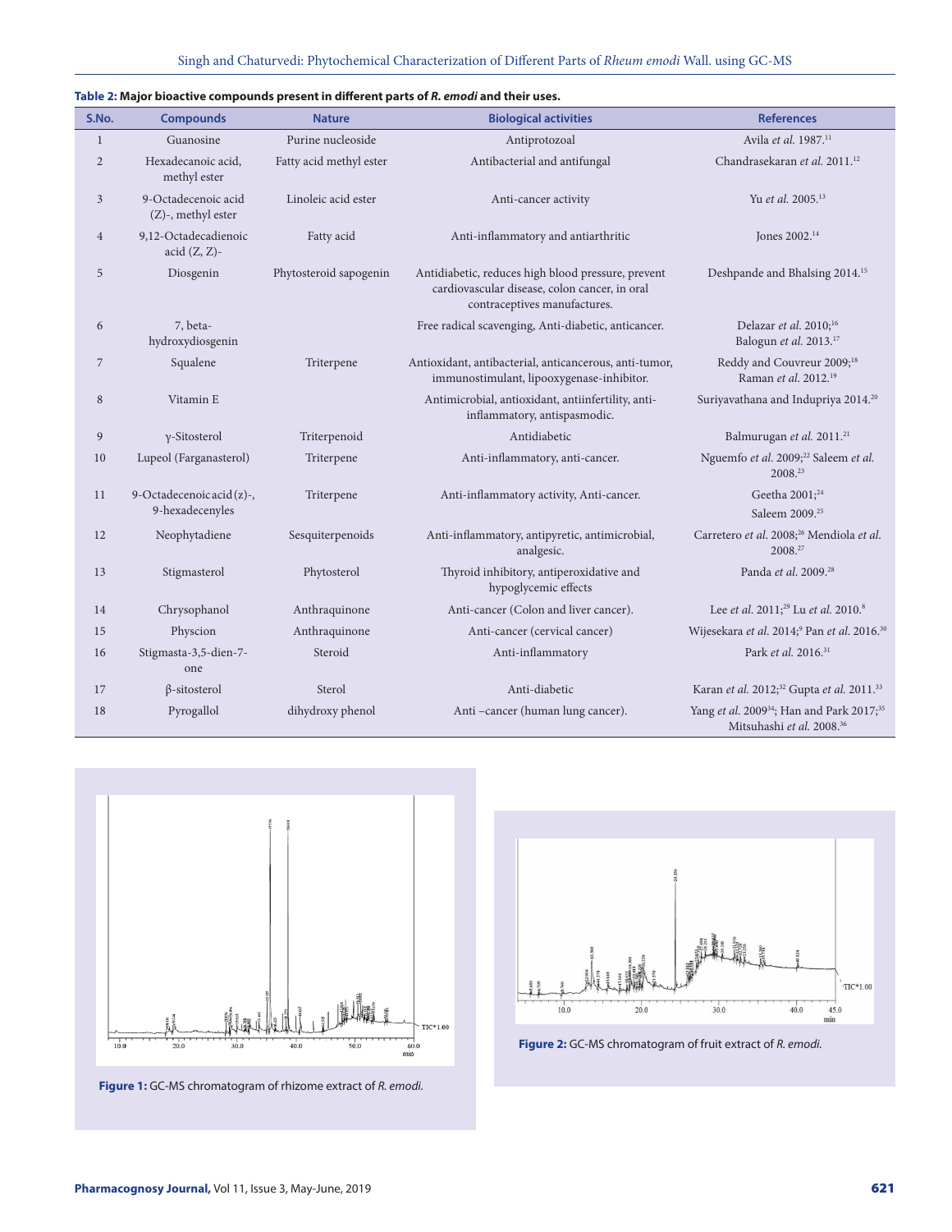**Table 2: Major bioactive compounds present in different parts of *R. emodi* and their uses.**

| S.No. | Compounds | Nature | Biological activities | References |
|---|---|---|---|---|
| 1 | Guanosine | Purine nucleoside | Antiprotozoal | Avila *et al.* 1987.[11] |
| 2 | Hexadecanoic acid, methyl ester | Fatty acid methyl ester | Antibacterial and antifungal | Chandrasekaran *et al.* 2011.[12] |
| 3 | 9-Octadecenoic acid (Z)-, methyl ester | Linoleic acid ester | Anti-cancer activity | Yu *et al.* 2005.[13] |
| 4 | 9,12-Octadecadienoic acid (Z, Z)- | Fatty acid | Anti-inflammatory and antiarthritic | Jones 2002.[14] |
| 5 | Diosgenin | Phytosteroid sapogenin | Antidiabetic, reduces high blood pressure, prevent cardiovascular disease, colon cancer, in oral contraceptives manufactures. | Deshpande and Bhalsing 2014.[15] |
| 6 | 7, beta-hydroxydiosgenin | | Free radical scavenging, Anti-diabetic, anticancer. | Delazar *et al.* 2010;[16] Balogun *et al.* 2013.[17] |
| 7 | Squalene | Triterpene | Antioxidant, antibacterial, anticancerous, anti-tumor, immunostimulant, lipooxygenase-inhibitor. | Reddy and Couvreur 2009;[18] Raman *et al.* 2012.[19] |
| 8 | Vitamin E | | Antimicrobial, antioxidant, antiinfertility, anti-inflammatory, antispasmodic. | Suriyavathana and Indupriya 2014.[20] |
| 9 | γ-Sitosterol | Triterpenoid | Antidiabetic | Balmurugan *et al.* 2011.[21] |
| 10 | Lupeol (Farganasterol) | Triterpene | Anti-inflammatory, anti-cancer. | Nguemfo *et al.* 2009;[22] Saleem *et al.* 2008.[23] |
| 11 | 9-Octadecenoicacid(z)-, 9-hexadecenyles | Triterpene | Anti-inflammatory activity, Anti-cancer. | Geetha 2001;[24] Saleem 2009.[25] |
| 12 | Neophytadiene | Sesquiterpenoids | Anti-inflammatory, antipyretic, antimicrobial, analgesic. | Carretero *et al.* 2008;[26] Mendiola *et al.* 2008.[27] |
| 13 | Stigmasterol | Phytosterol | Thyroid inhibitory, antiperoxidative and hypoglycemic effects | Panda *et al.* 2009.[28] |
| 14 | Chrysophanol | Anthraquinone | Anti-cancer (Colon and liver cancer). | Lee *et al.* 2011;[29] Lu *et al.* 2010.[8] |
| 15 | Physcion | Anthraquinone | Anti-cancer (cervical cancer) | Wijesekara *et al.* 2014;[9] Pan *et al.* 2016.[30] |
| 16 | Stigmasta-3,5-dien-7-one | Steroid | Anti-inflammatory | Park *et al.* 2016.[31] |
| 17 | β-sitosterol | Sterol | Anti-diabetic | Karan *et al.* 2012;[32] Gupta *et al.* 2011.[33] |
| 18 | Pyrogallol | dihydroxy phenol | Anti –cancer (human lung cancer). | Yang *et al.* 2009[34]; Han and Park 2017;[35] Mitsuhashi *et al.* 2008.[36] |

TIC*1.00

10.0 20.0 30.0 40.0 50.0 60.0

min

**Figure 1:** GC-MS chromatogram of rhizome extract of *R. emodi.*

TIC*1.00

10.0 20.0 30.0 40.0 45.0

min

**Figure 2:** GC-MS chromatogram of fruit extract of *R. emodi.*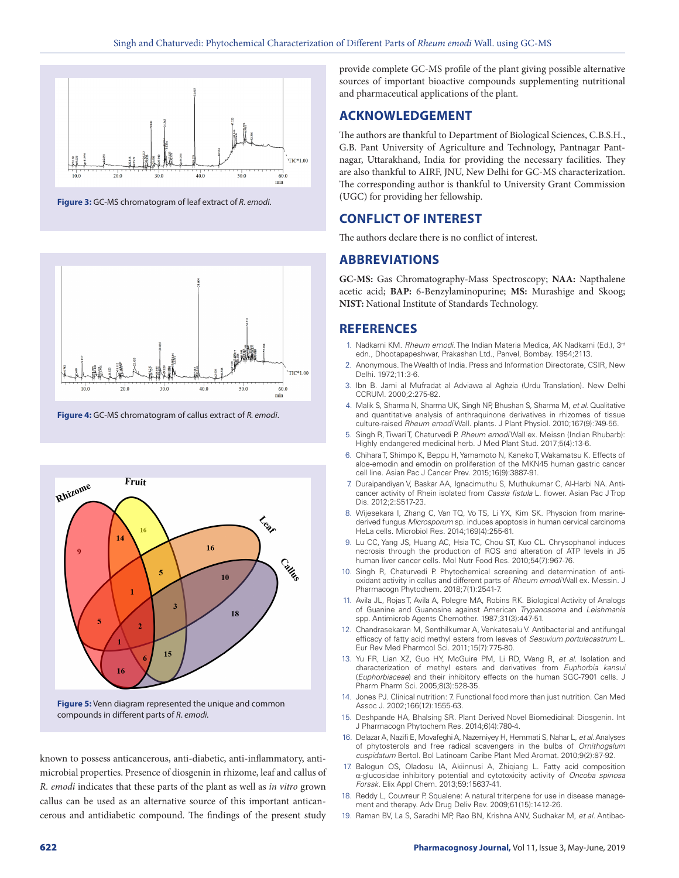TIC*1.00
10.0
20.0
30.0
40.0
50.0
60.0
min

**Figure 3:** GC-MS chromatogram of leaf extract of *R. emodi*.

TIC*1.00
10.0
20.0
30.0
40.0
50.0
60.0
min

**Figure 4:** GC-MS chromatogram of callus extract of *R. emodi*.

Rhizome
Fruit
Leaf
Callus
9
14
16
16
5
1
10
3
18
5
2
1
6
15
16

**Figure 5:** Venn diagram represented the unique and common compounds in different parts of *R. emodi*.

known to possess anticancerous, anti-diabetic, anti-inflammatory, antimicrobial properties. Presence of diosgenin in rhizome, leaf and callus of *R. emodi* indicates that these parts of the plant as well as *in vitro* grown callus can be used as an alternative source of this important anticancerous and antidiabetic compound. The findings of the present study provide complete GC-MS profile of the plant giving possible alternative sources of important bioactive compounds supplementing nutritional and pharmaceutical applications of the plant.

## ACKNOWLEDGEMENT

The authors are thankful to Department of Biological Sciences, C.B.S.H., G.B. Pant University of Agriculture and Technology, Pantnagar Pantnagar, Uttarakhand, India for providing the necessary facilities. They are also thankful to AIRF, JNU, New Delhi for GC-MS characterization. The corresponding author is thankful to University Grant Commission (UGC) for providing her fellowship.

## CONFLICT OF INTEREST

The authors declare there is no conflict of interest.

## ABBREVIATIONS

**GC-MS:** Gas Chromatography-Mass Spectroscopy; **NAA:** Napthalene acetic acid; **BAP:** 6-Benzylaminopurine; **MS:** Murashige and Skoog; **NIST:** National Institute of Standards Technology.

## REFERENCES

1. Nadkarni KM. *Rheum emodi*. The Indian Materia Medica, AK Nadkarni (Ed.), 3rd edn., Dhootapapeshwar, Prakashan Ltd., Panvel, Bombay. 1954;2113.
2. Anonymous. The Wealth of India. Press and Information Directorate, CSIR, New Delhi. 1972;11:3-6.
3. Ibn B. Jami al Mufradat al Adviawa al Aghzia (Urdu Translation). New Delhi CCRUM. 2000;2:275-82.
4. Malik S, Sharma N, Sharma UK, Singh NP, Bhushan S, Sharma M, *et al.* Qualitative and quantitative analysis of anthraquinone derivatives in rhizomes of tissue culture-raised *Rheum emodi* Wall. plants. J Plant Physiol. 2010;167(9):749-56.
5. Singh R, Tiwari T, Chaturvedi P. *Rheum emodi* Wall ex. Meissn (Indian Rhubarb): Highly endangered medicinal herb. J Med Plant Stud. 2017;5(4):13-6.
6. Chihara T, Shimpo K, Beppu H, Yamamoto N, Kaneko T, Wakamatsu K. Effects of aloe-emodin and emodin on proliferation of the MKN45 human gastric cancer cell line. Asian Pac J Cancer Prev. 2015;16(9):3887-91.
7. Duraipandiyan V, Baskar AA, Ignacimuthu S, Muthukumar C, Al-Harbi NA. Anticancer activity of Rhein isolated from *Cassia fistula* L. flower. Asian Pac J Trop Dis. 2012;2:S517-23.
8. Wijesekara I, Zhang C, Van TQ, Vo TS, Li YX, Kim SK. Physcion from marine-derived fungus *Microsporum* sp. induces apoptosis in human cervical carcinoma HeLa cells. Microbiol Res. 2014;169(4):255-61.
9. Lu CC, Yang JS, Huang AC, Hsia TC, Chou ST, Kuo CL. Chrysophanol induces necrosis through the production of ROS and alteration of ATP levels in J5 human liver cancer cells. Mol Nutr Food Res. 2010;54(7):967-76.
10. Singh R, Chaturvedi P. Phytochemical screening and determination of antioxidant activity in callus and different parts of *Rheum emodi* Wall ex. Messin. J Pharmacogn Phytochem. 2018;7(1):2541-7.
11. Avila JL, Rojas T, Avila A, Polegre MA, Robins RK. Biological Activity of Analogs of Guanine and Guanosine against American *Trypanosoma* and *Leishmania* spp. Antimicrob Agents Chemother. 1987;31(3):447-51.
12. Chandrasekaran M, Senthilkumar A, Venkatesalu V. Antibacterial and antifungal efficacy of fatty acid methyl esters from leaves of *Sesuvium portulacastrum* L. Eur Rev Med Pharmcol Sci. 2011;15(7):775-80.
13. Yu FR, Lian XZ, Guo HY, McGuire PM, Li RD, Wang R, *et al.* Isolation and characterization of methyl esters and derivatives from *Euphorbia kansui* (*Euphorbiaceae*) and their inhibitory effects on the human SGC-7901 cells. J Pharm Pharm Sci. 2005;8(3):528-35.
14. Jones PJ. Clinical nutrition: 7. Functional food more than just nutrition. Can Med Assoc J. 2002;166(12):1555-63.
15. Deshpande HA, Bhalsing SR. Plant Derived Novel Biomedicinal: Diosgenin. Int J Pharmacogn Phytochem Res. 2014;6(4):780-4.
16. Delazar A, Nazifi E, Movafeghi A, Nazemiyey H, Hemmati S, Nahar L, *et al.* Analyses of phytosterols and free radical scavengers in the bulbs of *Ornithogalum cuspidatum* Bertol. Bol Latinoam Caribe Plant Med Aromat. 2010;9(2):87-92.
17. Balogun OS, Oladosu IA, Akiinnusi A, Zhiqiang L. Fatty acid composition α-glucosidae inhibitory potential and cytotoxicity activity of *Oncoba spinosa Forssk*. Elix Appl Chem. 2013;59:15637-41.
18. Reddy L, Couvreur P. Squalene: A natural triterpene for use in disease management and therapy. Adv Drug Deliv Rev. 2009;61(15):1412-26.
19. Raman BV, La S, Saradhi MP, Rao BN, Krishna ANV, Sudhakar M, *et al.* Antibac-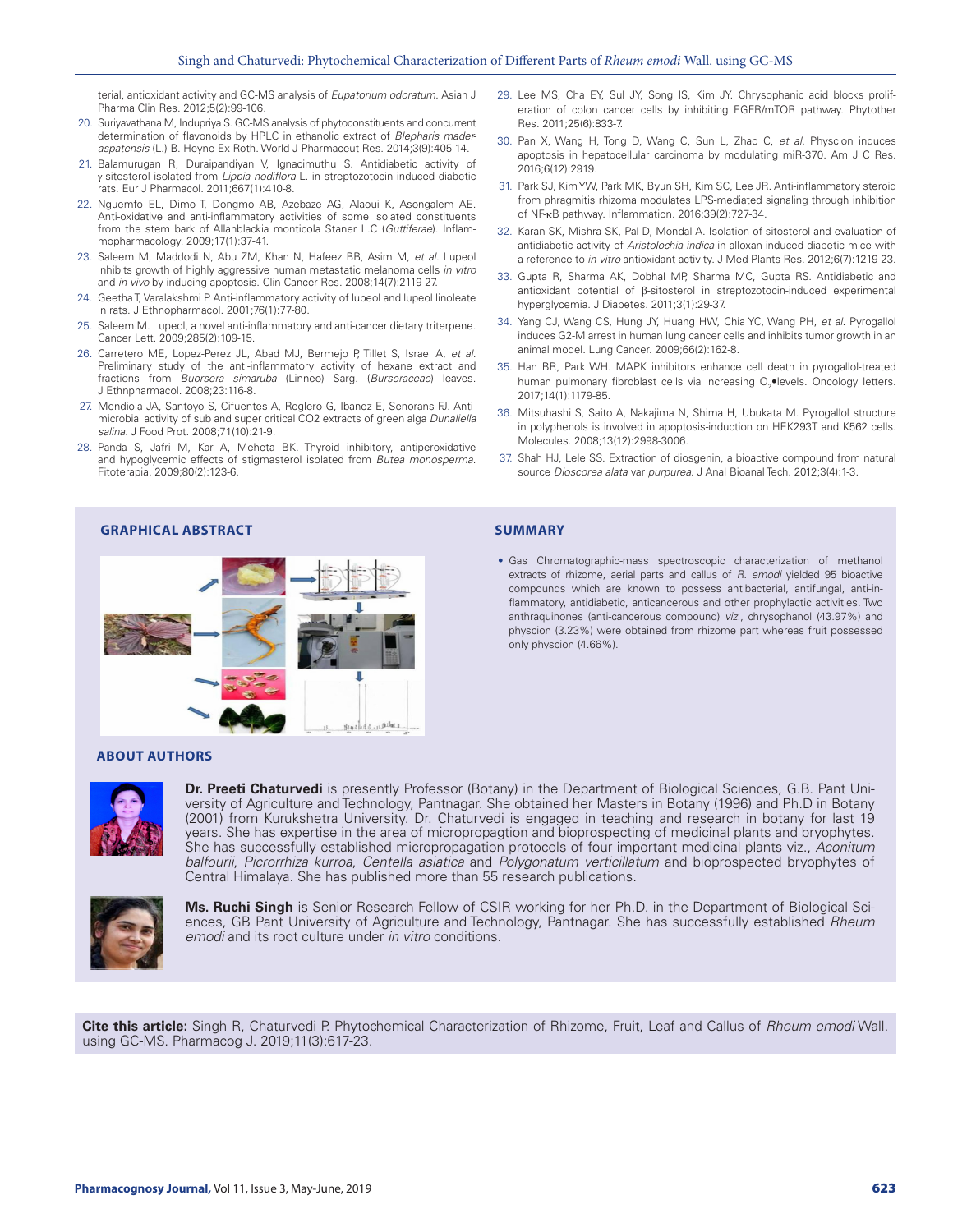terial, antioxidant activity and GC-MS analysis of *Eupatorium odoratum*. Asian J Pharma Clin Res. 2012;5(2):99-106.

20. Suriyavathana M, Indupriya S. GC-MS analysis of phytoconstituents and concurrent determination of flavonoids by HPLC in ethanolic extract of *Blepharis maderaspatensis* (L.) B. Heyne Ex Roth. World J Pharmaceut Res. 2014;3(9):405-14.
21. Balamurugan R, Duraipandiyan V, Ignacimuthu S. Antidiabetic activity of γ-sitosterol isolated from *Lippia nodiflora* L. in streptozotocin induced diabetic rats. Eur J Pharmacol. 2011;667(1):410-8.
22. Nguemfo EL, Dimo T, Dongmo AB, Azebaze AG, Alaoui K, Asongalem AE. Anti-oxidative and anti-inflammatory activities of some isolated constituents from the stem bark of Allanblackia monticola Staner L.C (*Guttiferae*). Inflammopharmacology. 2009;17(1):37-41.
23. Saleem M, Maddodi N, Abu ZM, Khan N, Hafeez BB, Asim M, *et al*. Lupeol inhibits growth of highly aggressive human metastatic melanoma cells *in vitro* and *in vivo* by inducing apoptosis. Clin Cancer Res. 2008;14(7):2119-27.
24. Geetha T, Varalakshmi P. Anti-inflammatory activity of lupeol and lupeol linoleate in rats. J Ethnopharmacol. 2001;76(1):77-80.
25. Saleem M. Lupeol, a novel anti-inflammatory and anti-cancer dietary triterpene. Cancer Lett. 2009;285(2):109-15.
26. Carretero ME, Lopez-Perez JL, Abad MJ, Bermejo P, Tillet S, Israel A, *et al*. Preliminary study of the anti-inflammatory activity of hexane extract and fractions from *Buorsera simaruba* (Linneo) Sarg. (*Burseraceae*) leaves. J Ethnpharmacol. 2008;23:116-8.
27. Mendiola JA, Santoyo S, Cifuentes A, Reglero G, Ibanez E, Senorans FJ. Antimicrobial activity of sub and super critical CO2 extracts of green alga *Dunaliella salina*. J Food Prot. 2008;71(10):21-9.
28. Panda S, Jafri M, Kar A, Meheta BK. Thyroid inhibitory, antiperoxidative and hypoglycemic effects of stigmasterol isolated from *Butea monosperma*. Fitoterapia. 2009;80(2):123-6.
29. Lee MS, Cha EY, Sul JY, Song IS, Kim JY. Chrysophanic acid blocks proliferation of colon cancer cells by inhibiting EGFR/mTOR pathway. Phytother Res. 2011;25(6):833-7.
30. Pan X, Wang H, Tong D, Wang C, Sun L, Zhao C, *et al*. Physcion induces apoptosis in hepatocellular carcinoma by modulating miR-370. Am J C Res. 2016;6(12):2919.
31. Park SJ, Kim YW, Park MK, Byun SH, Kim SC, Lee JR. Anti-inflammatory steroid from phragmitis rhizoma modulates LPS-mediated signaling through inhibition of NF-κB pathway. Inflammation. 2016;39(2):727-34.
32. Karan SK, Mishra SK, Pal D, Mondal A. Isolation of-sitosterol and evaluation of antidiabetic activity of *Aristolochia indica* in alloxan-induced diabetic mice with a reference to *in-vitro* antioxidant activity. J Med Plants Res. 2012;6(7):1219-23.
33. Gupta R, Sharma AK, Dobhal MP, Sharma MC, Gupta RS. Antidiabetic and antioxidant potential of β-sitosterol in streptozotocin-induced experimental hyperglycemia. J Diabetes. 2011;3(1):29-37.
34. Yang CJ, Wang CS, Hung JY, Huang HW, Chia YC, Wang PH, *et al*. Pyrogallol induces G2-M arrest in human lung cancer cells and inhibits tumor growth in an animal model. Lung Cancer. 2009;66(2):162-8.
35. Han BR, Park WH. MAPK inhibitors enhance cell death in pyrogallol-treated human pulmonary fibroblast cells via increasing $O_2$•levels. Oncology letters. 2017;14(1):1179-85.
36. Mitsuhashi S, Saito A, Nakajima N, Shima H, Ubukata M. Pyrogallol structure in polyphenols is involved in apoptosis-induction on HEK293T and K562 cells. Molecules. 2008;13(12):2998-3006.
37. Shah HJ, Lele SS. Extraction of diosgenin, a bioactive compound from natural source *Dioscorea alata* var *purpurea*. J Anal Bioanal Tech. 2012;3(4):1-3.

## GRAPHICAL ABSTRACT

## SUMMARY

- Gas Chromatographic-mass spectroscopic characterization of methanol extracts of rhizome, aerial parts and callus of *R. emodi* yielded 95 bioactive compounds which are known to possess antibacterial, antifungal, anti-inflammatory, antidiabetic, anticancerous and other prophylactic activities. Two anthraquinones (anti-cancerous compound) *viz*., chrysophanol (43.97%) and physcion (3.23%) were obtained from rhizome part whereas fruit possessed only physcion (4.66%).

## ABOUT AUTHORS

**Dr. Preeti Chaturvedi** is presently Professor (Botany) in the Department of Biological Sciences, G.B. Pant University of Agriculture and Technology, Pantnagar. She obtained her Masters in Botany (1996) and Ph.D in Botany (2001) from Kurukshetra University. Dr. Chaturvedi is engaged in teaching and research in botany for last 19 years. She has expertise in the area of micropropagtion and bioprospecting of medicinal plants and bryophytes. She has successfully established micropropagation protocols of four important medicinal plants viz., *Aconitum balfourii*, *Picrorrhiza kurroa*, *Centella asiatica* and *Polygonatum verticillatum* and bioprospected bryophytes of Central Himalaya. She has published more than 55 research publications.

**Ms. Ruchi Singh** is Senior Research Fellow of CSIR working for her Ph.D. in the Department of Biological Sciences, GB Pant University of Agriculture and Technology, Pantnagar. She has successfully established *Rheum emodi* and its root culture under *in vitro* conditions.

**Cite this article:** Singh R, Chaturvedi P. Phytochemical Characterization of Rhizome, Fruit, Leaf and Callus of *Rheum emodi* Wall. using GC-MS. Pharmacog J. 2019;11(3):617-23.